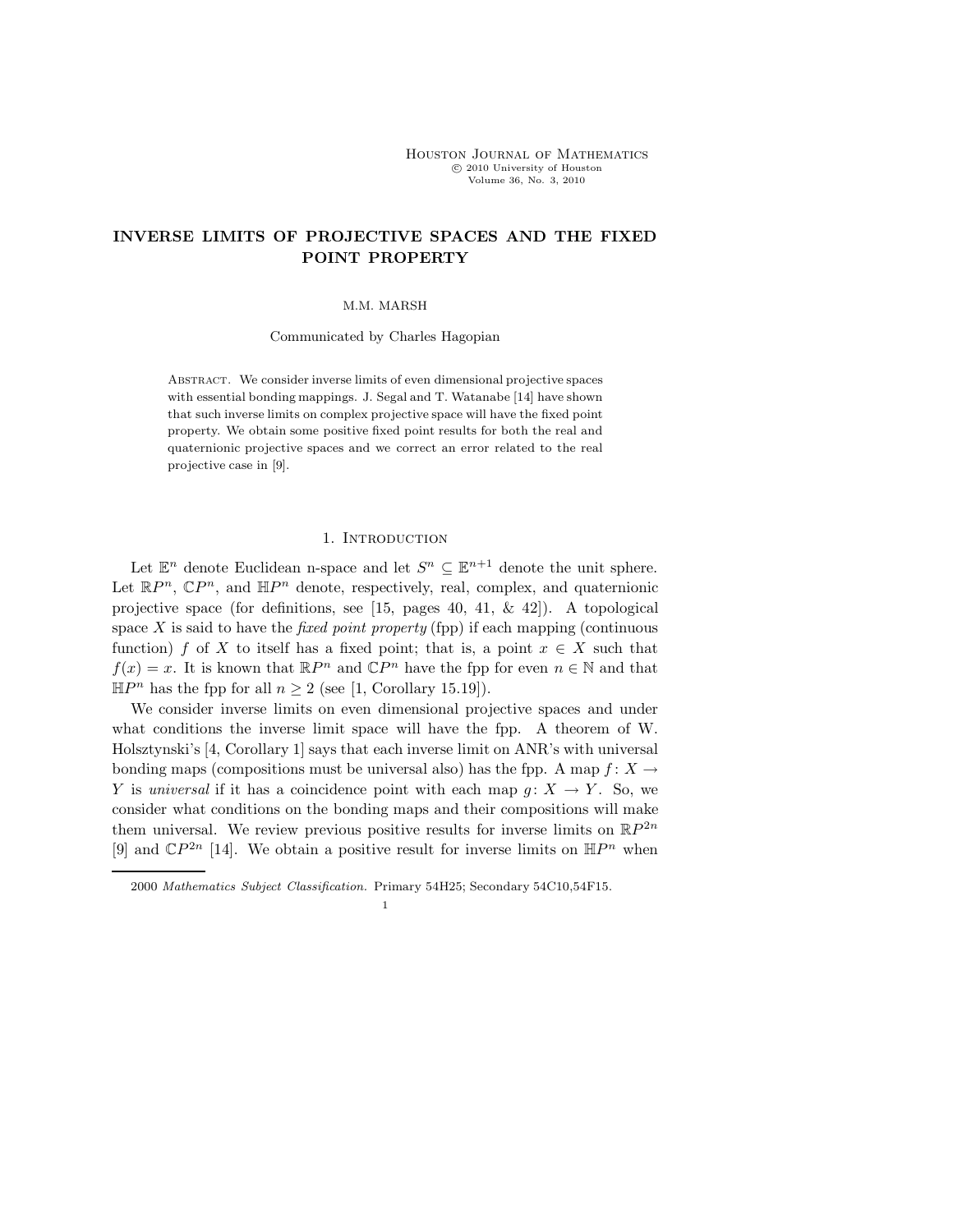# INVERSE LIMITS OF PROJECTIVE SPACES AND THE FIXED POINT PROPERTY

M.M. MARSH

Communicated by Charles Hagopian

Abstract. We consider inverse limits of even dimensional projective spaces with essential bonding mappings. J. Segal and T. Watanabe [14] have shown that such inverse limits on complex projective space will have the fixed point property. We obtain some positive fixed point results for both the real and quaternionic projective spaces and we correct an error related to the real projective case in [9].

## 1. Introduction

Let $\mathbb{E}^n$ denote Euclidean n-space and let $S^n \subseteq \mathbb{E}^{n+1}$ denote the unit sphere. Let $\mathbb{R}P^n$, $\mathbb{C}P^n$, and $\mathbb{H}P^n$ denote, respectively, real, complex, and quaternionic projective space (for definitions, see [15, pages 40, 41, & 42]). A topological space $X$ is said to have the *fixed point property* (fpp) if each mapping (continuous function) $f$ of $X$ to itself has a fixed point; that is, a point $x \in X$ such that $f(x) = x$. It is known that $\mathbb{R}P^n$ and $\mathbb{C}P^n$ have the fpp for even $n \in \mathbb{N}$ and that $\mathbb{H}P^n$ has the fpp for all $n \geq 2$ (see [1, Corollary 15.19]).

We consider inverse limits on even dimensional projective spaces and under what conditions the inverse limit space will have the fpp. A theorem of W. Holsztynski's [4, Corollary 1] says that each inverse limit on ANR's with universal bonding maps (compositions must be universal also) has the fpp. A map $f: X \to Y$ is *universal* if it has a coincidence point with each map $g: X \to Y$. So, we consider what conditions on the bonding maps and their compositions will make them universal. We review previous positive results for inverse limits on $\mathbb{R}P^{2n}$ [9] and $\mathbb{C}P^{2n}$ [14]. We obtain a positive result for inverse limits on $\mathbb{H}P^n$ when

2000 *Mathematics Subject Classification.* Primary 54H25; Secondary 54C10,54F15.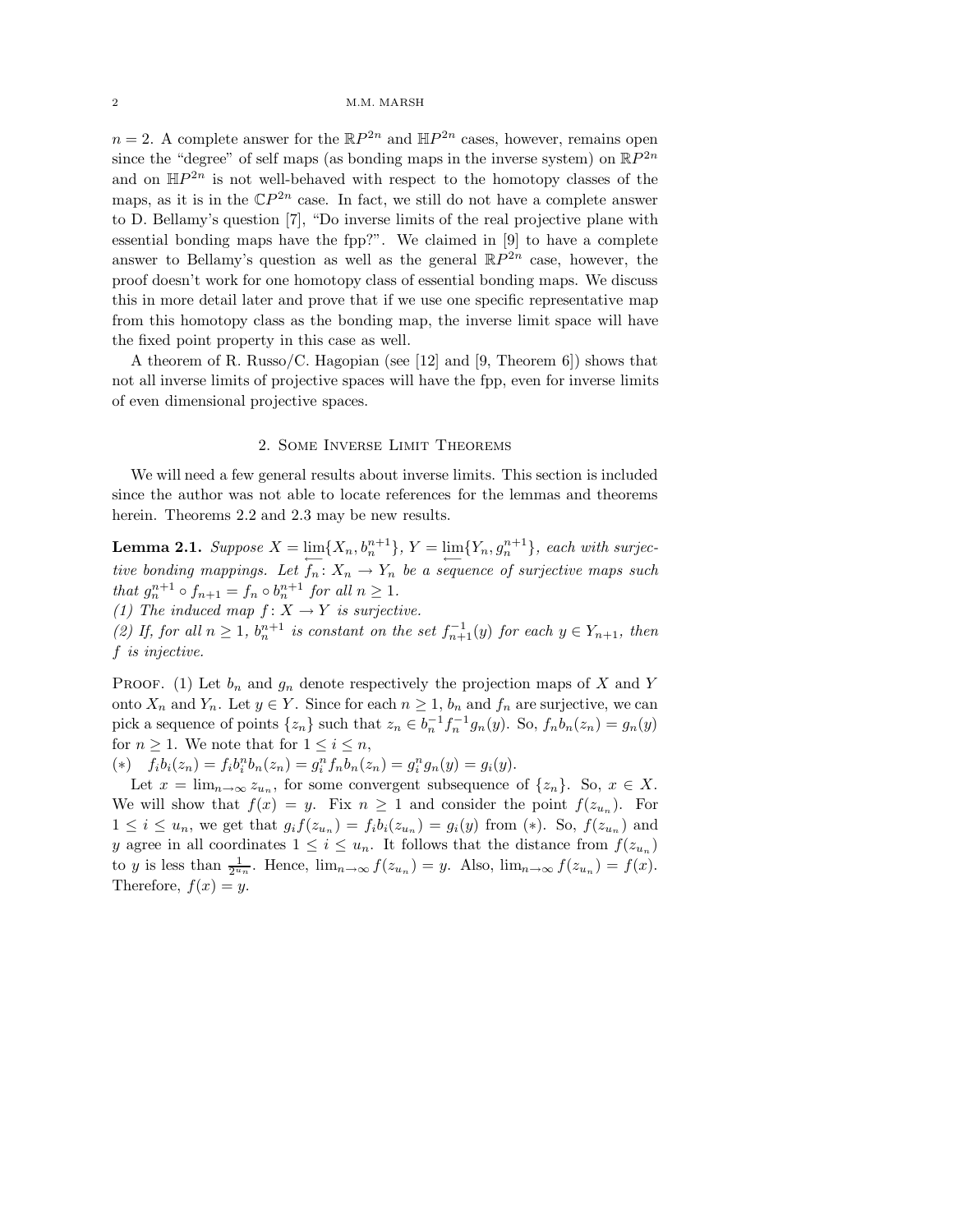$n = 2$. A complete answer for the $\mathbb{R}P^{2n}$ and $\mathbb{H}P^{2n}$ cases, however, remains open since the "degree" of self maps (as bonding maps in the inverse system) on $\mathbb{R}P^{2n}$ and on $\mathbb{H}P^{2n}$ is not well-behaved with respect to the homotopy classes of the maps, as it is in the $\mathbb{C}P^{2n}$ case. In fact, we still do not have a complete answer to D. Bellamy's question [7], "Do inverse limits of the real projective plane with essential bonding maps have the fpp?". We claimed in [9] to have a complete answer to Bellamy's question as well as the general $\mathbb{R}P^{2n}$ case, however, the proof doesn't work for one homotopy class of essential bonding maps. We discuss this in more detail later and prove that if we use one specific representative map from this homotopy class as the bonding map, the inverse limit space will have the fixed point property in this case as well.

A theorem of R. Russo/C. Hagopian (see [12] and [9, Theorem 6]) shows that not all inverse limits of projective spaces will have the fpp, even for inverse limits of even dimensional projective spaces.

## 2. Some Inverse Limit Theorems

We will need a few general results about inverse limits. This section is included since the author was not able to locate references for the lemmas and theorems herein. Theorems 2.2 and 2.3 may be new results.

**Lemma 2.1.** *Suppose $X = \varprojlim\{X_n, b_n^{n+1}\}$, $Y = \varprojlim\{Y_n, g_n^{n+1}\}$, each with surjective bonding mappings. Let $f_n \colon X_n \to Y_n$ be a sequence of surjective maps such that $g_n^{n+1} \circ f_{n+1} = f_n \circ b_n^{n+1}$ for all $n \geq 1$.*
*(1) The induced map $f \colon X \to Y$ is surjective.*
*(2) If, for all $n \geq 1$, $b_n^{n+1}$ is constant on the set $f_{n+1}^{-1}(y)$ for each $y \in Y_{n+1}$, then $f$ is injective.*

Proof. (1) Let $b_n$ and $g_n$ denote respectively the projection maps of $X$ and $Y$ onto $X_n$ and $Y_n$. Let $y \in Y$. Since for each $n \geq 1$, $b_n$ and $f_n$ are surjective, we can pick a sequence of points $\{z_n\}$ such that $z_n \in b_n^{-1} f_n^{-1} g_n(y)$. So, $f_n b_n(z_n) = g_n(y)$ for $n \geq 1$. We note that for $1 \leq i \leq n$,

$(*)\quad f_i b_i(z_n) = f_i b_i^n b_n(z_n) = g_i^n f_n b_n(z_n) = g_i^n g_n(y) = g_i(y).$

Let $x = \lim_{n\to\infty} z_{u_n}$, for some convergent subsequence of $\{z_n\}$. So, $x \in X$. We will show that $f(x) = y$. Fix $n \geq 1$ and consider the point $f(z_{u_n})$. For $1 \leq i \leq u_n$, we get that $g_i f(z_{u_n}) = f_i b_i(z_{u_n}) = g_i(y)$ from $(*)$. So, $f(z_{u_n})$ and $y$ agree in all coordinates $1 \leq i \leq u_n$. It follows that the distance from $f(z_{u_n})$ to $y$ is less than $\frac{1}{2^{u_n}}$. Hence, $\lim_{n\to\infty} f(z_{u_n}) = y$. Also, $\lim_{n\to\infty} f(z_{u_n}) = f(x)$. Therefore, $f(x) = y$.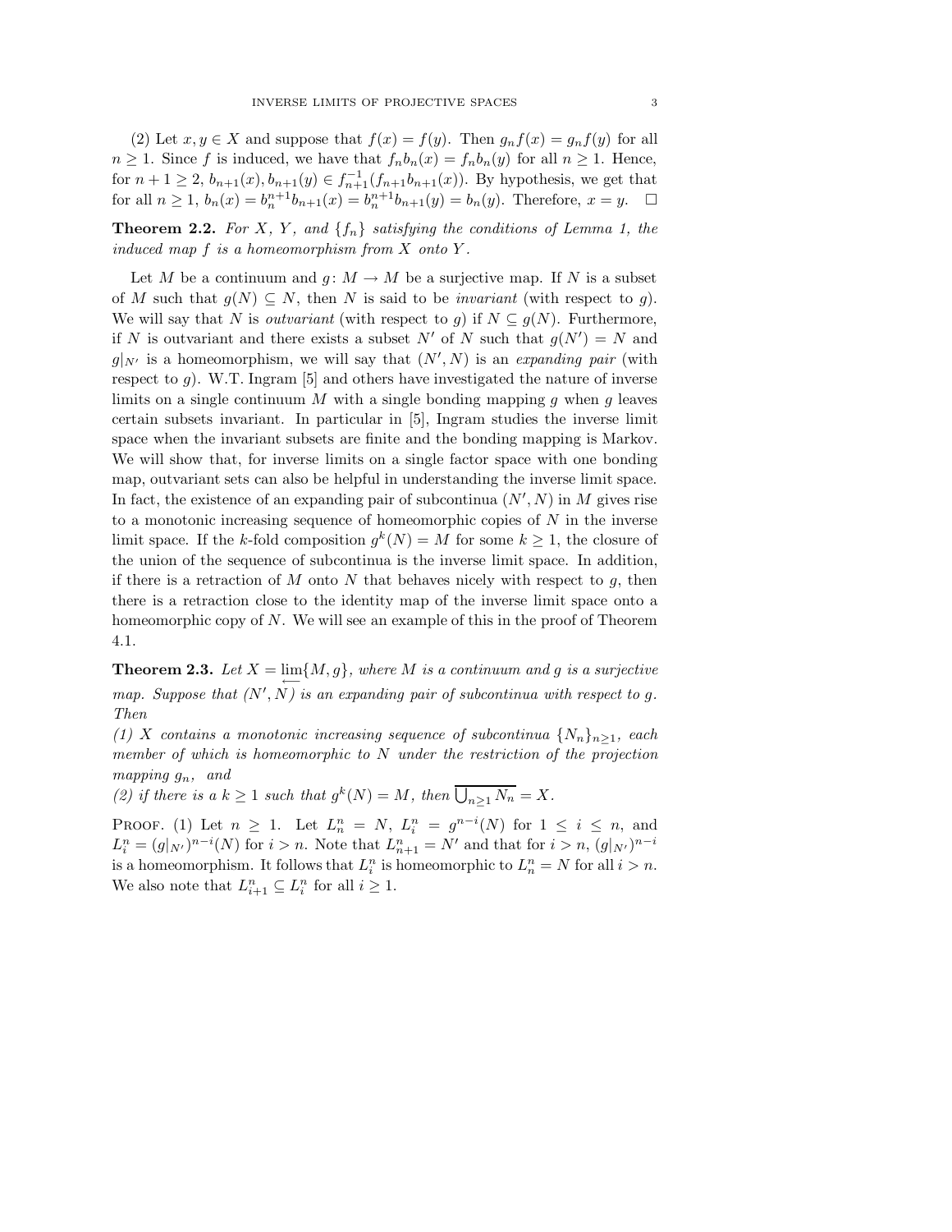(2) Let $x, y \in X$ and suppose that $f(x) = f(y)$. Then $g_n f(x) = g_n f(y)$ for all $n \geq 1$. Since $f$ is induced, we have that $f_n b_n(x) = f_n b_n(y)$ for all $n \geq 1$. Hence, for $n+1 \geq 2$, $b_{n+1}(x), b_{n+1}(y) \in f_{n+1}^{-1}(f_{n+1} b_{n+1}(x))$. By hypothesis, we get that for all $n \geq 1$, $b_n(x) = b_n^{n+1} b_{n+1}(x) = b_n^{n+1} b_{n+1}(y) = b_n(y)$. Therefore, $x = y$. $\square$

**Theorem 2.2.** *For $X$, $Y$, and $\{f_n\}$ satisfying the conditions of Lemma 1, the induced map $f$ is a homeomorphism from $X$ onto $Y$.*

Let $M$ be a continuum and $g\colon M \to M$ be a surjective map. If $N$ is a subset of $M$ such that $g(N) \subseteq N$, then $N$ is said to be *invariant* (with respect to $g$). We will say that $N$ is *outvariant* (with respect to $g$) if $N \subseteq g(N)$. Furthermore, if $N$ is outvariant and there exists a subset $N'$ of $N$ such that $g(N') = N$ and $g|_{N'}$ is a homeomorphism, we will say that $(N', N)$ is an *expanding pair* (with respect to $g$). W.T. Ingram [5] and others have investigated the nature of inverse limits on a single continuum $M$ with a single bonding mapping $g$ when $g$ leaves certain subsets invariant. In particular in [5], Ingram studies the inverse limit space when the invariant subsets are finite and the bonding mapping is Markov. We will show that, for inverse limits on a single factor space with one bonding map, outvariant sets can also be helpful in understanding the inverse limit space. In fact, the existence of an expanding pair of subcontinua $(N', N)$ in $M$ gives rise to a monotonic increasing sequence of homeomorphic copies of $N$ in the inverse limit space. If the $k$-fold composition $g^k(N) = M$ for some $k \geq 1$, the closure of the union of the sequence of subcontinua is the inverse limit space. In addition, if there is a retraction of $M$ onto $N$ that behaves nicely with respect to $g$, then there is a retraction close to the identity map of the inverse limit space onto a homeomorphic copy of $N$. We will see an example of this in the proof of Theorem 4.1.

**Theorem 2.3.** *Let $X = \varprojlim\{M, g\}$, where $M$ is a continuum and $g$ is a surjective map. Suppose that $(N', N)$ is an expanding pair of subcontinua with respect to $g$. Then*

*(1) $X$ contains a monotonic increasing sequence of subcontinua $\{N_n\}_{n\geq 1}$, each member of which is homeomorphic to $N$ under the restriction of the projection mapping $g_n$, and*

*(2) if there is a $k \geq 1$ such that $g^k(N) = M$, then $\overline{\bigcup_{n\geq 1} N_n} = X$.*

Proof. (1) Let $n \geq 1$. Let $L_n^n = N$, $L_i^n = g^{n-i}(N)$ for $1 \leq i \leq n$, and $L_i^n = (g|_{N'})^{n-i}(N)$ for $i > n$. Note that $L_{n+1}^n = N'$ and that for $i > n$, $(g|_{N'})^{n-i}$ is a homeomorphism. It follows that $L_i^n$ is homeomorphic to $L_n^n = N$ for all $i > n$. We also note that $L_{i+1}^n \subseteq L_i^n$ for all $i \geq 1$.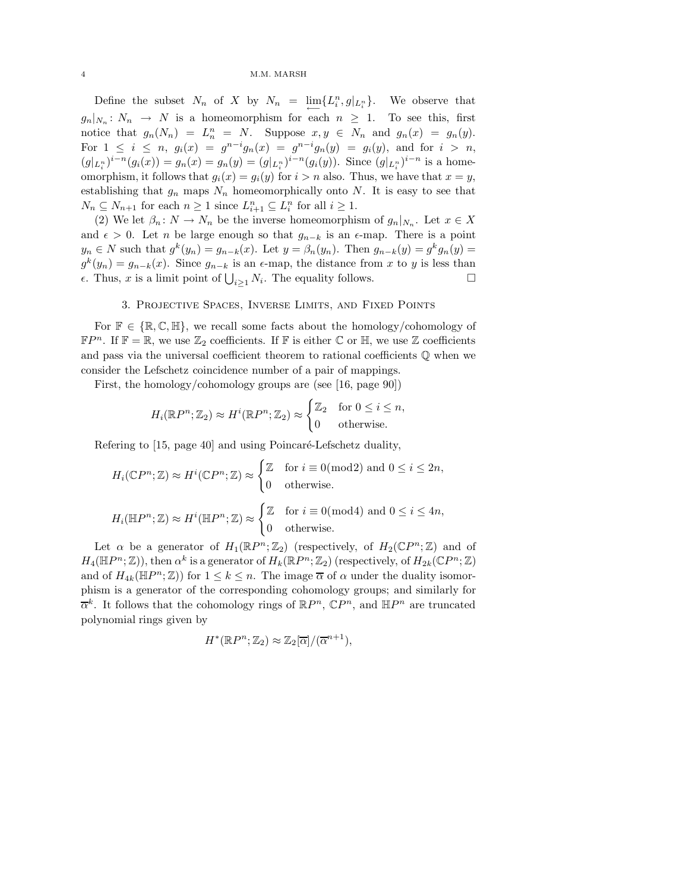Define the subset $N_n$ of $X$ by $N_n = \varprojlim\{L_i^n, g|_{L_i^n}\}$. We observe that $g_n|_{N_n}\colon N_n \to N$ is a homeomorphism for each $n \geq 1$. To see this, first notice that $g_n(N_n) = L_n^n = N$. Suppose $x, y \in N_n$ and $g_n(x) = g_n(y)$. For $1 \leq i \leq n$, $g_i(x) = g^{n-i}g_n(x) = g^{n-i}g_n(y) = g_i(y)$, and for $i > n$, $(g|_{L_i^n})^{i-n}(g_i(x)) = g_n(x) = g_n(y) = (g|_{L_i^n})^{i-n}(g_i(y))$. Since $(g|_{L_i^n})^{i-n}$ is a homeomorphism, it follows that $g_i(x) = g_i(y)$ for $i > n$ also. Thus, we have that $x = y$, establishing that $g_n$ maps $N_n$ homeomorphically onto $N$. It is easy to see that $N_n \subseteq N_{n+1}$ for each $n \geq 1$ since $L_{i+1}^n \subseteq L_i^n$ for all $i \geq 1$.

(2) We let $\beta_n\colon N \to N_n$ be the inverse homeomorphism of $g_n|_{N_n}$. Let $x \in X$ and $\epsilon > 0$. Let $n$ be large enough so that $g_{n-k}$ is an $\epsilon$-map. There is a point $y_n \in N$ such that $g^k(y_n) = g_{n-k}(x)$. Let $y = \beta_n(y_n)$. Then $g_{n-k}(y) = g^k g_n(y) = g^k(y_n) = g_{n-k}(x)$. Since $g_{n-k}$ is an $\epsilon$-map, the distance from $x$ to $y$ is less than $\epsilon$. Thus, $x$ is a limit point of $\bigcup_{i\geq 1} N_i$. The equality follows. □

## 3. Projective Spaces, Inverse Limits, and Fixed Points

For $\mathbb{F} \in \{\mathbb{R}, \mathbb{C}, \mathbb{H}\}$, we recall some facts about the homology/cohomology of $\mathbb{F}P^n$. If $\mathbb{F} = \mathbb{R}$, we use $\mathbb{Z}_2$ coefficients. If $\mathbb{F}$ is either $\mathbb{C}$ or $\mathbb{H}$, we use $\mathbb{Z}$ coefficients and pass via the universal coefficient theorem to rational coefficients $\mathbb{Q}$ when we consider the Lefschetz coincidence number of a pair of mappings.

First, the homology/cohomology groups are (see [16, page 90])

$$H_i(\mathbb{R}P^n; \mathbb{Z}_2) \approx H^i(\mathbb{R}P^n; \mathbb{Z}_2) \approx \begin{cases} \mathbb{Z}_2 & \text{for } 0 \leq i \leq n, \\ 0 & \text{otherwise.} \end{cases}$$

Refering to [15, page 40] and using Poincaré-Lefschetz duality,

$$H_i(\mathbb{C}P^n; \mathbb{Z}) \approx H^i(\mathbb{C}P^n; \mathbb{Z}) \approx \begin{cases} \mathbb{Z} & \text{for } i \equiv 0 (\text{mod} 2) \text{ and } 0 \leq i \leq 2n, \\ 0 & \text{otherwise.} \end{cases}$$

$$H_i(\mathbb{H}P^n; \mathbb{Z}) \approx H^i(\mathbb{H}P^n; \mathbb{Z}) \approx \begin{cases} \mathbb{Z} & \text{for } i \equiv 0 (\text{mod} 4) \text{ and } 0 \leq i \leq 4n, \\ 0 & \text{otherwise.} \end{cases}$$

Let $\alpha$ be a generator of $H_1(\mathbb{R}P^n; \mathbb{Z}_2)$ (respectively, of $H_2(\mathbb{C}P^n; \mathbb{Z})$ and of $H_4(\mathbb{H}P^n; \mathbb{Z})$), then $\alpha^k$ is a generator of $H_k(\mathbb{R}P^n; \mathbb{Z}_2)$ (respectively, of $H_{2k}(\mathbb{C}P^n; \mathbb{Z})$ and of $H_{4k}(\mathbb{H}P^n; \mathbb{Z})$) for $1 \leq k \leq n$. The image $\overline{\alpha}$ of $\alpha$ under the duality isomorphism is a generator of the corresponding cohomology groups; and similarly for $\overline{\alpha}^k$. It follows that the cohomology rings of $\mathbb{R}P^n$, $\mathbb{C}P^n$, and $\mathbb{H}P^n$ are truncated polynomial rings given by

$$H^*(\mathbb{R}P^n; \mathbb{Z}_2) \approx \mathbb{Z}_2[\overline{\alpha}]/(\overline{\alpha}^{n+1}),$$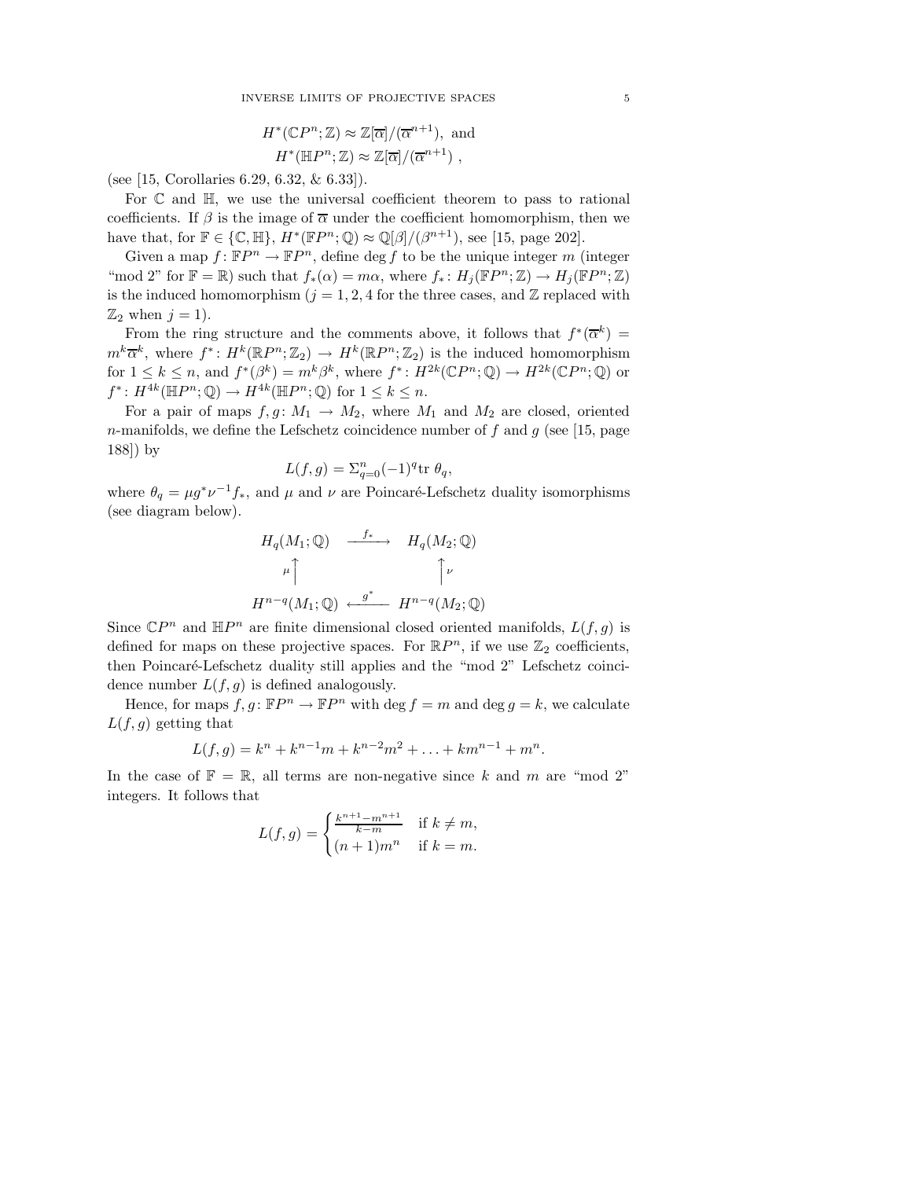$$H^*(\mathbb{C}P^n;\mathbb{Z}) \approx \mathbb{Z}[\overline{\alpha}]/(\overline{\alpha}^{n+1}), \text{ and}$$
$$H^*(\mathbb{H}P^n;\mathbb{Z}) \approx \mathbb{Z}[\overline{\alpha}]/(\overline{\alpha}^{n+1}),$$

(see [15, Corollaries 6.29, 6.32, & 6.33]).

For $\mathbb{C}$ and $\mathbb{H}$, we use the universal coefficient theorem to pass to rational coefficients. If $\beta$ is the image of $\overline{\alpha}$ under the coefficient homomorphism, then we have that, for $\mathbb{F} \in \{\mathbb{C}, \mathbb{H}\}$, $H^*(\mathbb{F}P^n;\mathbb{Q}) \approx \mathbb{Q}[\beta]/(\beta^{n+1})$, see [15, page 202].

Given a map $f\colon \mathbb{F}P^n \to \mathbb{F}P^n$, define $\deg f$ to be the unique integer $m$ (integer "mod 2" for $\mathbb{F} = \mathbb{R}$) such that $f_*(\alpha) = m\alpha$, where $f_*\colon H_j(\mathbb{F}P^n;\mathbb{Z}) \to H_j(\mathbb{F}P^n;\mathbb{Z})$ is the induced homomorphism ($j = 1, 2, 4$ for the three cases, and $\mathbb{Z}$ replaced with $\mathbb{Z}_2$ when $j = 1$).

From the ring structure and the comments above, it follows that $f^*(\overline{\alpha}^k) = m^k\overline{\alpha}^k$, where $f^*\colon H^k(\mathbb{R}P^n;\mathbb{Z}_2) \to H^k(\mathbb{R}P^n;\mathbb{Z}_2)$ is the induced homomorphism for $1 \le k \le n$, and $f^*(\beta^k) = m^k\beta^k$, where $f^*\colon H^{2k}(\mathbb{C}P^n;\mathbb{Q}) \to H^{2k}(\mathbb{C}P^n;\mathbb{Q})$ or $f^*\colon H^{4k}(\mathbb{H}P^n;\mathbb{Q}) \to H^{4k}(\mathbb{H}P^n;\mathbb{Q})$ for $1 \le k \le n$.

For a pair of maps $f, g\colon M_1 \to M_2$, where $M_1$ and $M_2$ are closed, oriented $n$-manifolds, we define the Lefschetz coincidence number of $f$ and $g$ (see [15, page 188]) by

$$L(f,g) = \Sigma_{q=0}^n (-1)^q \operatorname{tr}\, \theta_q,$$

where $\theta_q = \mu g^* \nu^{-1} f_*$, and $\mu$ and $\nu$ are Poincaré-Lefschetz duality isomorphisms (see diagram below).

$$\begin{array}{ccc} H_q(M_1;\mathbb{Q}) & \xrightarrow{\ f_*\ } & H_q(M_2;\mathbb{Q}) \\ \mu \uparrow & & \uparrow \nu \\ H^{n-q}(M_1;\mathbb{Q}) & \xleftarrow{\ g^*\ } & H^{n-q}(M_2;\mathbb{Q}) \end{array}$$

Since $\mathbb{C}P^n$ and $\mathbb{H}P^n$ are finite dimensional closed oriented manifolds, $L(f,g)$ is defined for maps on these projective spaces. For $\mathbb{R}P^n$, if we use $\mathbb{Z}_2$ coefficients, then Poincaré-Lefschetz duality still applies and the "mod 2" Lefschetz coincidence number $L(f,g)$ is defined analogously.

Hence, for maps $f, g\colon \mathbb{F}P^n \to \mathbb{F}P^n$ with $\deg f = m$ and $\deg g = k$, we calculate $L(f,g)$ getting that

$$L(f,g) = k^n + k^{n-1}m + k^{n-2}m^2 + \ldots + km^{n-1} + m^n.$$

In the case of $\mathbb{F} = \mathbb{R}$, all terms are non-negative since $k$ and $m$ are "mod 2" integers. It follows that

$$L(f,g) = \begin{cases} \frac{k^{n+1} - m^{n+1}}{k - m} & \text{if } k \neq m, \\ (n+1)m^n & \text{if } k = m. \end{cases}$$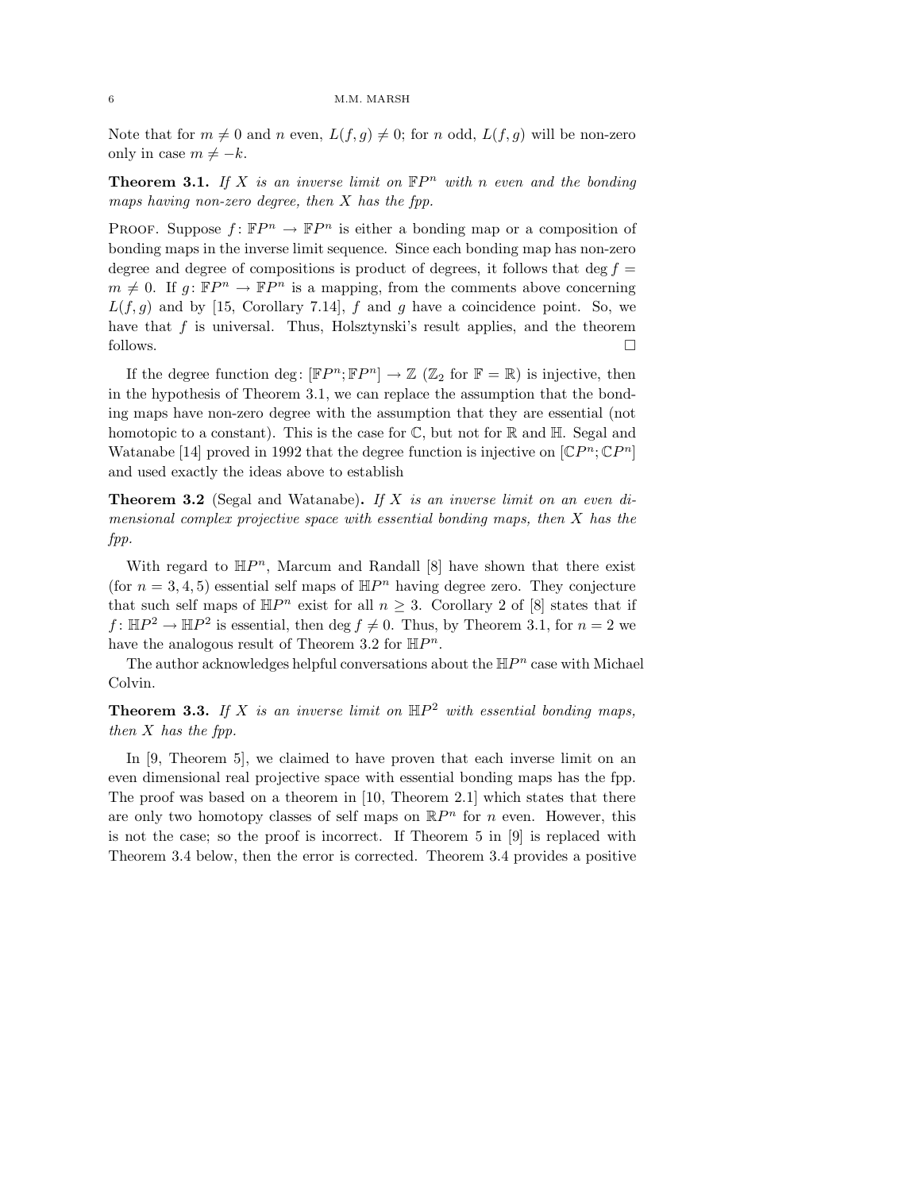Note that for $m \neq 0$ and $n$ even, $L(f, g) \neq 0$; for $n$ odd, $L(f, g)$ will be non-zero only in case $m \neq -k$.

**Theorem 3.1.** *If $X$ is an inverse limit on $\mathbb{F}P^n$ with $n$ even and the bonding maps having non-zero degree, then $X$ has the fpp.*

Proof. Suppose $f: \mathbb{F}P^n \to \mathbb{F}P^n$ is either a bonding map or a composition of bonding maps in the inverse limit sequence. Since each bonding map has non-zero degree and degree of compositions is product of degrees, it follows that $\deg f = m \neq 0$. If $g: \mathbb{F}P^n \to \mathbb{F}P^n$ is a mapping, from the comments above concerning $L(f, g)$ and by [15, Corollary 7.14], $f$ and $g$ have a coincidence point. So, we have that $f$ is universal. Thus, Holsztynski's result applies, and the theorem follows. $\square$

If the degree function $\deg: [\mathbb{F}P^n; \mathbb{F}P^n] \to \mathbb{Z}$ ($\mathbb{Z}_2$ for $\mathbb{F} = \mathbb{R}$) is injective, then in the hypothesis of Theorem 3.1, we can replace the assumption that the bonding maps have non-zero degree with the assumption that they are essential (not homotopic to a constant). This is the case for $\mathbb{C}$, but not for $\mathbb{R}$ and $\mathbb{H}$. Segal and Watanabe [14] proved in 1992 that the degree function is injective on $[\mathbb{C}P^n; \mathbb{C}P^n]$ and used exactly the ideas above to establish

**Theorem 3.2** (Segal and Watanabe)**.** *If $X$ is an inverse limit on an even dimensional complex projective space with essential bonding maps, then $X$ has the fpp.*

With regard to $\mathbb{H}P^n$, Marcum and Randall [8] have shown that there exist (for $n = 3, 4, 5$) essential self maps of $\mathbb{H}P^n$ having degree zero. They conjecture that such self maps of $\mathbb{H}P^n$ exist for all $n \geq 3$. Corollary 2 of [8] states that if $f: \mathbb{H}P^2 \to \mathbb{H}P^2$ is essential, then $\deg f \neq 0$. Thus, by Theorem 3.1, for $n = 2$ we have the analogous result of Theorem 3.2 for $\mathbb{H}P^n$.

The author acknowledges helpful conversations about the $\mathbb{H}P^n$ case with Michael Colvin.

**Theorem 3.3.** *If $X$ is an inverse limit on $\mathbb{H}P^2$ with essential bonding maps, then $X$ has the fpp.*

In [9, Theorem 5], we claimed to have proven that each inverse limit on an even dimensional real projective space with essential bonding maps has the fpp. The proof was based on a theorem in [10, Theorem 2.1] which states that there are only two homotopy classes of self maps on $\mathbb{R}P^n$ for $n$ even. However, this is not the case; so the proof is incorrect. If Theorem 5 in [9] is replaced with Theorem 3.4 below, then the error is corrected. Theorem 3.4 provides a positive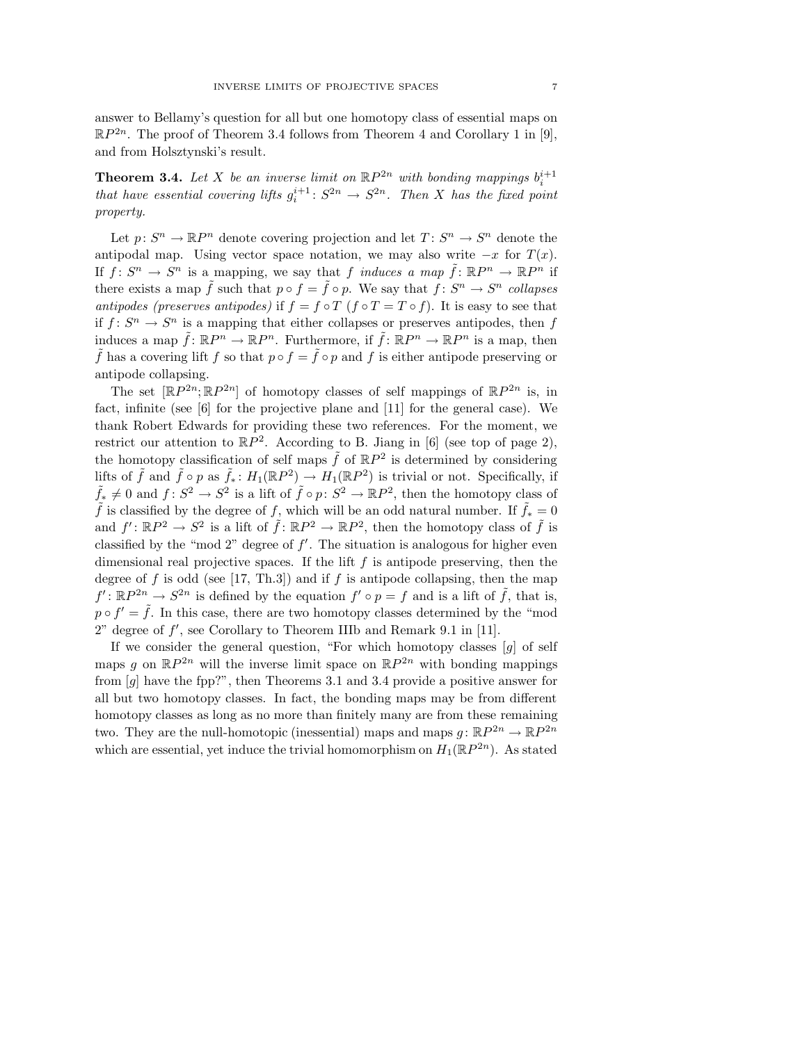answer to Bellamy's question for all but one homotopy class of essential maps on $\mathbb{R}P^{2n}$. The proof of Theorem 3.4 follows from Theorem 4 and Corollary 1 in [9], and from Holsztynski's result.

**Theorem 3.4.** *Let $X$ be an inverse limit on $\mathbb{R}P^{2n}$ with bonding mappings $b_i^{i+1}$ that have essential covering lifts $g_i^{i+1}\colon S^{2n} \to S^{2n}$. Then $X$ has the fixed point property.*

Let $p\colon S^n \to \mathbb{R}P^n$ denote covering projection and let $T\colon S^n \to S^n$ denote the antipodal map. Using vector space notation, we may also write $-x$ for $T(x)$. If $f\colon S^n \to S^n$ is a mapping, we say that $f$ *induces a map* $\tilde{f}\colon \mathbb{R}P^n \to \mathbb{R}P^n$ if there exists a map $\tilde{f}$ such that $p \circ f = \tilde{f} \circ p$. We say that $f\colon S^n \to S^n$ *collapses antipodes (preserves antipodes)* if $f = f \circ T$ ($f \circ T = T \circ f$). It is easy to see that if $f\colon S^n \to S^n$ is a mapping that either collapses or preserves antipodes, then $f$ induces a map $\tilde{f}\colon \mathbb{R}P^n \to \mathbb{R}P^n$. Furthermore, if $\tilde{f}\colon \mathbb{R}P^n \to \mathbb{R}P^n$ is a map, then $\tilde{f}$ has a covering lift $f$ so that $p \circ f = \tilde{f} \circ p$ and $f$ is either antipode preserving or antipode collapsing.

The set $[\mathbb{R}P^{2n}; \mathbb{R}P^{2n}]$ of homotopy classes of self mappings of $\mathbb{R}P^{2n}$ is, in fact, infinite (see [6] for the projective plane and [11] for the general case). We thank Robert Edwards for providing these two references. For the moment, we restrict our attention to $\mathbb{R}P^2$. According to B. Jiang in [6] (see top of page 2), the homotopy classification of self maps $\tilde{f}$ of $\mathbb{R}P^2$ is determined by considering lifts of $\tilde{f}$ and $\tilde{f} \circ p$ as $\tilde{f}_*\colon H_1(\mathbb{R}P^2) \to H_1(\mathbb{R}P^2)$ is trivial or not. Specifically, if $\tilde{f}_* \neq 0$ and $f\colon S^2 \to S^2$ is a lift of $\tilde{f} \circ p\colon S^2 \to \mathbb{R}P^2$, then the homotopy class of $\tilde{f}$ is classified by the degree of $f$, which will be an odd natural number. If $\tilde{f}_* = 0$ and $f'\colon \mathbb{R}P^2 \to S^2$ is a lift of $\tilde{f}\colon \mathbb{R}P^2 \to \mathbb{R}P^2$, then the homotopy class of $\tilde{f}$ is classified by the "mod 2" degree of $f'$. The situation is analogous for higher even dimensional real projective spaces. If the lift $f$ is antipode preserving, then the degree of $f$ is odd (see [17, Th.3]) and if $f$ is antipode collapsing, then the map $f'\colon \mathbb{R}P^{2n} \to S^{2n}$ is defined by the equation $f' \circ p = f$ and is a lift of $\tilde{f}$, that is, $p \circ f' = \tilde{f}$. In this case, there are two homotopy classes determined by the "mod 2" degree of $f'$, see Corollary to Theorem IIIb and Remark 9.1 in [11].

If we consider the general question, "For which homotopy classes $[g]$ of self maps $g$ on $\mathbb{R}P^{2n}$ will the inverse limit space on $\mathbb{R}P^{2n}$ with bonding mappings from $[g]$ have the fpp?", then Theorems 3.1 and 3.4 provide a positive answer for all but two homotopy classes. In fact, the bonding maps may be from different homotopy classes as long as no more than finitely many are from these remaining two. They are the null-homotopic (inessential) maps and maps $g\colon \mathbb{R}P^{2n} \to \mathbb{R}P^{2n}$ which are essential, yet induce the trivial homomorphism on $H_1(\mathbb{R}P^{2n})$. As stated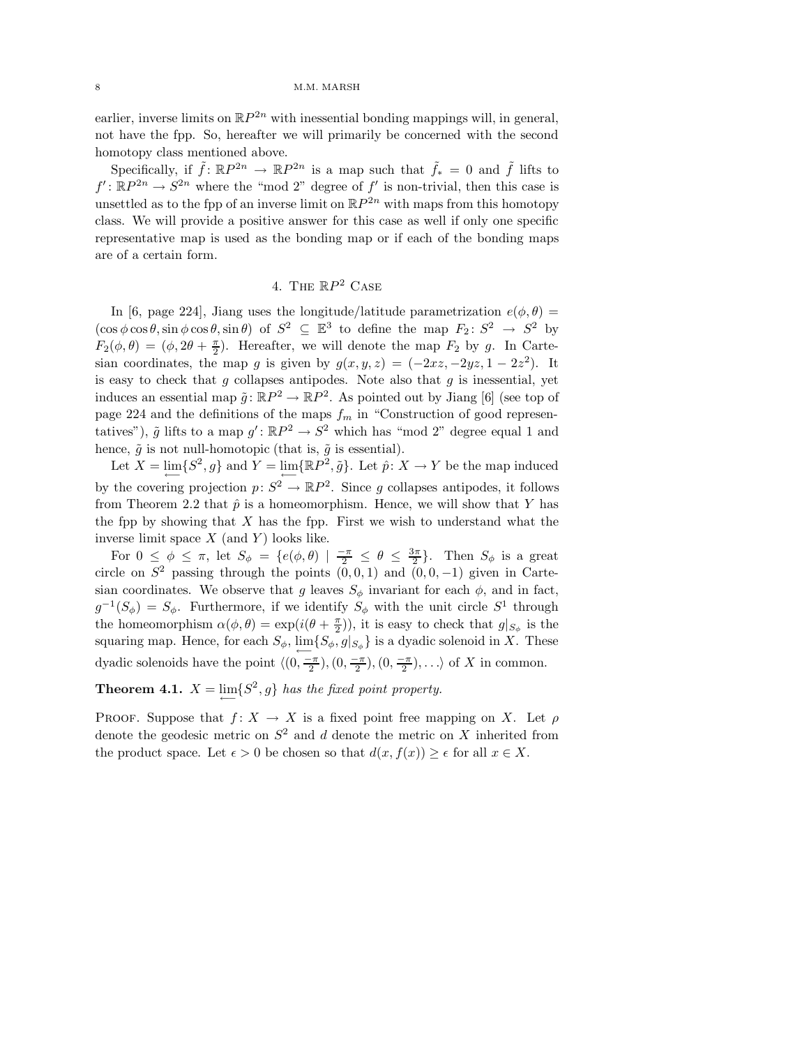earlier, inverse limits on $\mathbb{R}P^{2n}$ with inessential bonding mappings will, in general, not have the fpp. So, hereafter we will primarily be concerned with the second homotopy class mentioned above.

Specifically, if $\tilde{f}\colon \mathbb{R}P^{2n} \to \mathbb{R}P^{2n}$ is a map such that $\tilde{f}_* = 0$ and $\tilde{f}$ lifts to $f'\colon \mathbb{R}P^{2n} \to S^{2n}$ where the "mod 2" degree of $f'$ is non-trivial, then this case is unsettled as to the fpp of an inverse limit on $\mathbb{R}P^{2n}$ with maps from this homotopy class. We will provide a positive answer for this case as well if only one specific representative map is used as the bonding map or if each of the bonding maps are of a certain form.

## 4. The $\mathbb{R}P^2$ Case

In [6, page 224], Jiang uses the longitude/latitude parametrization $e(\phi, \theta) = (\cos\phi\cos\theta, \sin\phi\cos\theta, \sin\theta)$ of $S^2 \subseteq \mathbb{E}^3$ to define the map $F_2\colon S^2 \to S^2$ by $F_2(\phi, \theta) = (\phi, 2\theta + \frac{\pi}{2})$. Hereafter, we will denote the map $F_2$ by $g$. In Cartesian coordinates, the map $g$ is given by $g(x, y, z) = (-2xz, -2yz, 1 - 2z^2)$. It is easy to check that $g$ collapses antipodes. Note also that $g$ is inessential, yet induces an essential map $\tilde{g}\colon \mathbb{R}P^2 \to \mathbb{R}P^2$. As pointed out by Jiang [6] (see top of page 224 and the definitions of the maps $f_m$ in "Construction of good representatives"), $\tilde{g}$ lifts to a map $g'\colon \mathbb{R}P^2 \to S^2$ which has "mod 2" degree equal 1 and hence, $\tilde{g}$ is not null-homotopic (that is, $\tilde{g}$ is essential).

Let $X = \varprojlim\{S^2, g\}$ and $Y = \varprojlim\{\mathbb{R}P^2, \tilde{g}\}$. Let $\hat{p}\colon X \to Y$ be the map induced by the covering projection $p\colon S^2 \to \mathbb{R}P^2$. Since $g$ collapses antipodes, it follows from Theorem 2.2 that $\hat{p}$ is a homeomorphism. Hence, we will show that $Y$ has the fpp by showing that $X$ has the fpp. First we wish to understand what the inverse limit space $X$ (and $Y$) looks like.

For $0 \leq \phi \leq \pi$, let $S_\phi = \{e(\phi, \theta) \mid \frac{-\pi}{2} \leq \theta \leq \frac{3\pi}{2}\}$. Then $S_\phi$ is a great circle on $S^2$ passing through the points $(0, 0, 1)$ and $(0, 0, -1)$ given in Cartesian coordinates. We observe that $g$ leaves $S_\phi$ invariant for each $\phi$, and in fact, $g^{-1}(S_\phi) = S_\phi$. Furthermore, if we identify $S_\phi$ with the unit circle $S^1$ through the homeomorphism $\alpha(\phi, \theta) = \exp(i(\theta + \frac{\pi}{2}))$, it is easy to check that $g|_{S_\phi}$ is the squaring map. Hence, for each $S_\phi$, $\varprojlim\{S_\phi, g|_{S_\phi}\}$ is a dyadic solenoid in $X$. These dyadic solenoids have the point $\langle(0, \frac{-\pi}{2}), (0, \frac{-\pi}{2}), (0, \frac{-\pi}{2}), \ldots\rangle$ of $X$ in common.

**Theorem 4.1.** *$X = \varprojlim\{S^2, g\}$ has the fixed point property.*

Proof. Suppose that $f\colon X \to X$ is a fixed point free mapping on $X$. Let $\rho$ denote the geodesic metric on $S^2$ and $d$ denote the metric on $X$ inherited from the product space. Let $\epsilon > 0$ be chosen so that $d(x, f(x)) \geq \epsilon$ for all $x \in X$.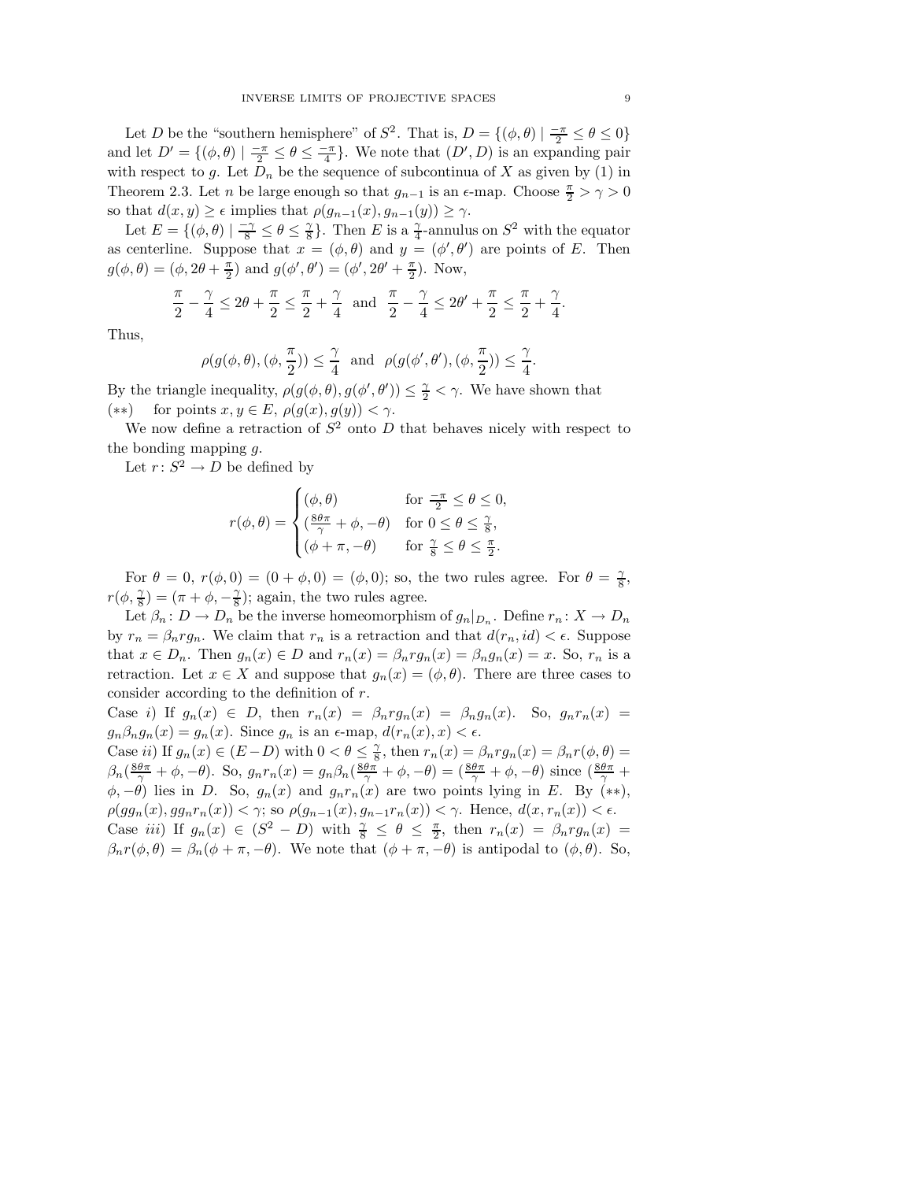Let $D$ be the "southern hemisphere" of $S^2$. That is, $D = \{(\phi, \theta) \mid \frac{-\pi}{2} \leq \theta \leq 0\}$ and let $D' = \{(\phi, \theta) \mid \frac{-\pi}{2} \leq \theta \leq \frac{-\pi}{4}\}$. We note that $(D', D)$ is an expanding pair with respect to $g$. Let $D_n$ be the sequence of subcontinua of $X$ as given by (1) in Theorem 2.3. Let $n$ be large enough so that $g_{n-1}$ is an $\epsilon$-map. Choose $\frac{\pi}{2} > \gamma > 0$ so that $d(x, y) \geq \epsilon$ implies that $\rho(g_{n-1}(x), g_{n-1}(y)) \geq \gamma$.

Let $E = \{(\phi, \theta) \mid \frac{-\gamma}{8} \leq \theta \leq \frac{\gamma}{8}\}$. Then $E$ is a $\frac{\gamma}{4}$-annulus on $S^2$ with the equator as centerline. Suppose that $x = (\phi, \theta)$ and $y = (\phi', \theta')$ are points of $E$. Then $g(\phi, \theta) = (\phi, 2\theta + \frac{\pi}{2})$ and $g(\phi', \theta') = (\phi', 2\theta' + \frac{\pi}{2})$. Now,

$$\frac{\pi}{2} - \frac{\gamma}{4} \leq 2\theta + \frac{\pi}{2} \leq \frac{\pi}{2} + \frac{\gamma}{4} \text{ and } \frac{\pi}{2} - \frac{\gamma}{4} \leq 2\theta' + \frac{\pi}{2} \leq \frac{\pi}{2} + \frac{\gamma}{4}.$$

Thus,

$$\rho(g(\phi, \theta), (\phi, \frac{\pi}{2})) \leq \frac{\gamma}{4} \text{ and } \rho(g(\phi', \theta'), (\phi, \frac{\pi}{2})) \leq \frac{\gamma}{4}.$$

By the triangle inequality, $\rho(g(\phi, \theta), g(\phi', \theta')) \leq \frac{\gamma}{2} < \gamma$. We have shown that

$(**)$ for points $x, y \in E$, $\rho(g(x), g(y)) < \gamma$.

We now define a retraction of $S^2$ onto $D$ that behaves nicely with respect to the bonding mapping $g$.

Let $r \colon S^2 \to D$ be defined by

$$r(\phi, \theta) = \begin{cases} (\phi, \theta) & \text{for } \frac{-\pi}{2} \leq \theta \leq 0, \\ (\frac{8\theta\pi}{\gamma} + \phi, -\theta) & \text{for } 0 \leq \theta \leq \frac{\gamma}{8}, \\ (\phi + \pi, -\theta) & \text{for } \frac{\gamma}{8} \leq \theta \leq \frac{\pi}{2}. \end{cases}$$

For $\theta = 0$, $r(\phi, 0) = (0 + \phi, 0) = (\phi, 0)$; so, the two rules agree. For $\theta = \frac{\gamma}{8}$, $r(\phi, \frac{\gamma}{8}) = (\pi + \phi, -\frac{\gamma}{8})$; again, the two rules agree.

Let $\beta_n \colon D \to D_n$ be the inverse homeomorphism of $g_n|_{D_n}$. Define $r_n \colon X \to D_n$ by $r_n = \beta_n r g_n$. We claim that $r_n$ is a retraction and that $d(r_n, id) < \epsilon$. Suppose that $x \in D_n$. Then $g_n(x) \in D$ and $r_n(x) = \beta_n r g_n(x) = \beta_n g_n(x) = x$. So, $r_n$ is a retraction. Let $x \in X$ and suppose that $g_n(x) = (\phi, \theta)$. There are three cases to consider according to the definition of $r$.

Case *i)* If $g_n(x) \in D$, then $r_n(x) = \beta_n r g_n(x) = \beta_n g_n(x)$. So, $g_n r_n(x) = g_n \beta_n g_n(x) = g_n(x)$. Since $g_n$ is an $\epsilon$-map, $d(r_n(x), x) < \epsilon$.

Case *ii)* If $g_n(x) \in (E - D)$ with $0 < \theta \leq \frac{\gamma}{8}$, then $r_n(x) = \beta_n r g_n(x) = \beta_n r(\phi, \theta) = \beta_n(\frac{8\theta\pi}{\gamma} + \phi, -\theta)$. So, $g_n r_n(x) = g_n \beta_n(\frac{8\theta\pi}{\gamma} + \phi, -\theta) = (\frac{8\theta\pi}{\gamma} + \phi, -\theta)$ since $(\frac{8\theta\pi}{\gamma} + \phi, -\theta)$ lies in $D$. So, $g_n(x)$ and $g_n r_n(x)$ are two points lying in $E$. By $(**)$, $\rho(g g_n(x), g g_n r_n(x)) < \gamma$; so $\rho(g_{n-1}(x), g_{n-1} r_n(x)) < \gamma$. Hence, $d(x, r_n(x)) < \epsilon$.

Case *iii)* If $g_n(x) \in (S^2 - D)$ with $\frac{\gamma}{8} \leq \theta \leq \frac{\pi}{2}$, then $r_n(x) = \beta_n r g_n(x) = \beta_n r(\phi, \theta) = \beta_n(\phi + \pi, -\theta)$. We note that $(\phi + \pi, -\theta)$ is antipodal to $(\phi, \theta)$. So,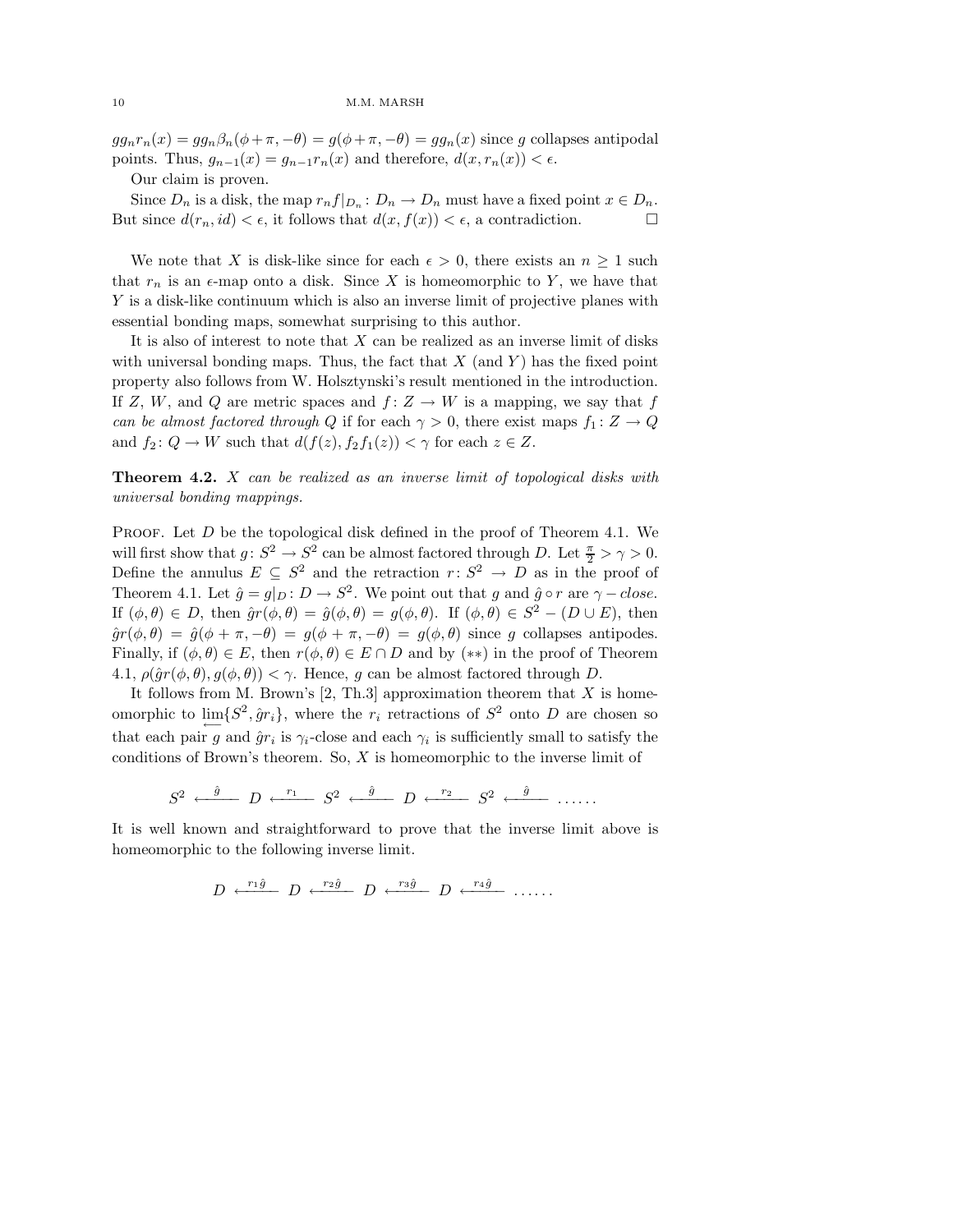$gg_nr_n(x) = gg_n\beta_n(\phi+\pi,-\theta) = g(\phi+\pi,-\theta) = gg_n(x)$ since $g$ collapses antipodal points. Thus, $g_{n-1}(x) = g_{n-1}r_n(x)$ and therefore, $d(x, r_n(x)) < \epsilon$.

Our claim is proven.

Since $D_n$ is a disk, the map $r_nf|_{D_n} : D_n \to D_n$ must have a fixed point $x \in D_n$. But since $d(r_n, id) < \epsilon$, it follows that $d(x, f(x)) < \epsilon$, a contradiction. □

We note that $X$ is disk-like since for each $\epsilon > 0$, there exists an $n \geq 1$ such that $r_n$ is an $\epsilon$-map onto a disk. Since $X$ is homeomorphic to $Y$, we have that $Y$ is a disk-like continuum which is also an inverse limit of projective planes with essential bonding maps, somewhat surprising to this author.

It is also of interest to note that $X$ can be realized as an inverse limit of disks with universal bonding maps. Thus, the fact that $X$ (and $Y$) has the fixed point property also follows from W. Holsztynski's result mentioned in the introduction. If $Z$, $W$, and $Q$ are metric spaces and $f : Z \to W$ is a mapping, we say that $f$ *can be almost factored through* $Q$ if for each $\gamma > 0$, there exist maps $f_1 : Z \to Q$ and $f_2 : Q \to W$ such that $d(f(z), f_2f_1(z)) < \gamma$ for each $z \in Z$.

**Theorem 4.2.** *$X$ can be realized as an inverse limit of topological disks with universal bonding mappings.*

Proof. Let $D$ be the topological disk defined in the proof of Theorem 4.1. We will first show that $g : S^2 \to S^2$ can be almost factored through $D$. Let $\frac{\pi}{2} > \gamma > 0$. Define the annulus $E \subseteq S^2$ and the retraction $r : S^2 \to D$ as in the proof of Theorem 4.1. Let $\hat{g} = g|_D : D \to S^2$. We point out that $g$ and $\hat{g} \circ r$ are $\gamma - close$. If $(\phi, \theta) \in D$, then $\hat{g}r(\phi, \theta) = \hat{g}(\phi, \theta) = g(\phi, \theta)$. If $(\phi, \theta) \in S^2 - (D \cup E)$, then $\hat{g}r(\phi, \theta) = \hat{g}(\phi + \pi, -\theta) = g(\phi + \pi, -\theta) = g(\phi, \theta)$ since $g$ collapses antipodes. Finally, if $(\phi, \theta) \in E$, then $r(\phi, \theta) \in E \cap D$ and by $(**)$ in the proof of Theorem 4.1, $\rho(\hat{g}r(\phi, \theta), g(\phi, \theta)) < \gamma$. Hence, $g$ can be almost factored through $D$.

It follows from M. Brown's [2, Th.3] approximation theorem that $X$ is homeomorphic to $\varprojlim\{S^2, \hat{g}r_i\}$, where the $r_i$ retractions of $S^2$ onto $D$ are chosen so that each pair $g$ and $\hat{g}r_i$ is $\gamma_i$-close and each $\gamma_i$ is sufficiently small to satisfy the conditions of Brown's theorem. So, $X$ is homeomorphic to the inverse limit of

$$S^2 \xleftarrow{\hat{g}} D \xleftarrow{r_1} S^2 \xleftarrow{\hat{g}} D \xleftarrow{r_2} S^2 \xleftarrow{\hat{g}} \ldots\ldots$$

It is well known and straightforward to prove that the inverse limit above is homeomorphic to the following inverse limit.

$$D \xleftarrow{r_1\hat{g}} D \xleftarrow{r_2\hat{g}} D \xleftarrow{r_3\hat{g}} D \xleftarrow{r_4\hat{g}} \ldots\ldots$$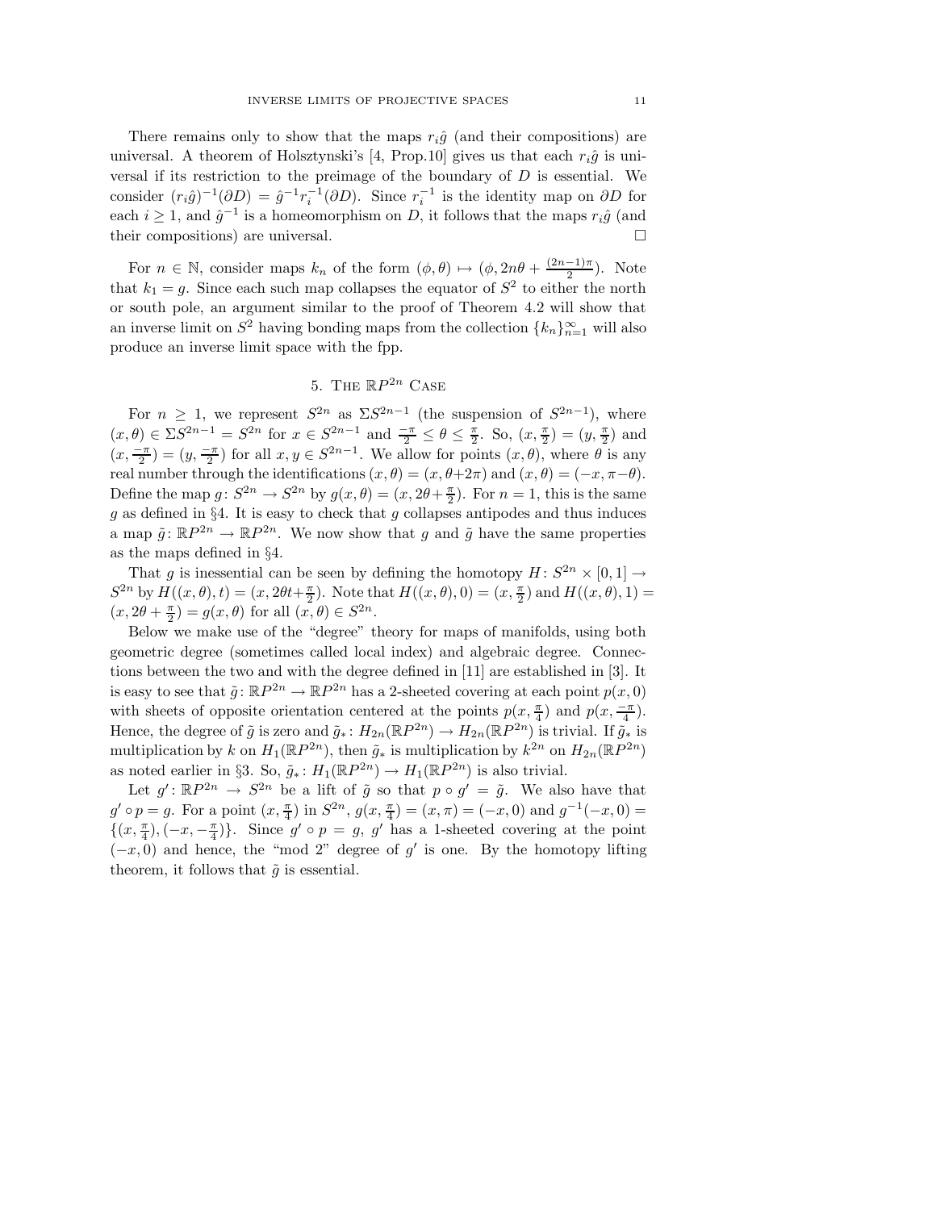There remains only to show that the maps $r_i\hat{g}$ (and their compositions) are universal. A theorem of Holsztynski's [4, Prop.10] gives us that each $r_i\hat{g}$ is universal if its restriction to the preimage of the boundary of $D$ is essential. We consider $(r_i\hat{g})^{-1}(\partial D) = \hat{g}^{-1}r_i^{-1}(\partial D)$. Since $r_i^{-1}$ is the identity map on $\partial D$ for each $i \geq 1$, and $\hat{g}^{-1}$ is a homeomorphism on $D$, it follows that the maps $r_i\hat{g}$ (and their compositions) are universal. $\square$

For $n \in \mathbb{N}$, consider maps $k_n$ of the form $(\phi, \theta) \mapsto (\phi, 2n\theta + \frac{(2n-1)\pi}{2})$. Note that $k_1 = g$. Since each such map collapses the equator of $S^2$ to either the north or south pole, an argument similar to the proof of Theorem 4.2 will show that an inverse limit on $S^2$ having bonding maps from the collection $\{k_n\}_{n=1}^{\infty}$ will also produce an inverse limit space with the fpp.

## 5. The $\mathbb{R}P^{2n}$ Case

For $n \geq 1$, we represent $S^{2n}$ as $\Sigma S^{2n-1}$ (the suspension of $S^{2n-1}$), where $(x, \theta) \in \Sigma S^{2n-1} = S^{2n}$ for $x \in S^{2n-1}$ and $\frac{-\pi}{2} \leq \theta \leq \frac{\pi}{2}$. So, $(x, \frac{\pi}{2}) = (y, \frac{\pi}{2})$ and $(x, \frac{-\pi}{2}) = (y, \frac{-\pi}{2})$ for all $x, y \in S^{2n-1}$. We allow for points $(x, \theta)$, where $\theta$ is any real number through the identifications $(x, \theta) = (x, \theta + 2\pi)$ and $(x, \theta) = (-x, \pi - \theta)$. Define the map $g\colon S^{2n} \to S^{2n}$ by $g(x, \theta) = (x, 2\theta + \frac{\pi}{2})$. For $n = 1$, this is the same $g$ as defined in §4. It is easy to check that $g$ collapses antipodes and thus induces a map $\tilde{g}\colon \mathbb{R}P^{2n} \to \mathbb{R}P^{2n}$. We now show that $g$ and $\tilde{g}$ have the same properties as the maps defined in §4.

That $g$ is inessential can be seen by defining the homotopy $H\colon S^{2n} \times [0, 1] \to S^{2n}$ by $H((x, \theta), t) = (x, 2\theta t + \frac{\pi}{2})$. Note that $H((x, \theta), 0) = (x, \frac{\pi}{2})$ and $H((x, \theta), 1) = (x, 2\theta + \frac{\pi}{2}) = g(x, \theta)$ for all $(x, \theta) \in S^{2n}$.

Below we make use of the "degree" theory for maps of manifolds, using both geometric degree (sometimes called local index) and algebraic degree. Connections between the two and with the degree defined in [11] are established in [3]. It is easy to see that $\tilde{g}\colon \mathbb{R}P^{2n} \to \mathbb{R}P^{2n}$ has a 2-sheeted covering at each point $p(x, 0)$ with sheets of opposite orientation centered at the points $p(x, \frac{\pi}{4})$ and $p(x, \frac{-\pi}{4})$. Hence, the degree of $\tilde{g}$ is zero and $\tilde{g}_*\colon H_{2n}(\mathbb{R}P^{2n}) \to H_{2n}(\mathbb{R}P^{2n})$ is trivial. If $\tilde{g}_*$ is multiplication by $k$ on $H_1(\mathbb{R}P^{2n})$, then $\tilde{g}_*$ is multiplication by $k^{2n}$ on $H_{2n}(\mathbb{R}P^{2n})$ as noted earlier in §3. So, $\tilde{g}_*\colon H_1(\mathbb{R}P^{2n}) \to H_1(\mathbb{R}P^{2n})$ is also trivial.

Let $g'\colon \mathbb{R}P^{2n} \to S^{2n}$ be a lift of $\tilde{g}$ so that $p \circ g' = \tilde{g}$. We also have that $g' \circ p = g$. For a point $(x, \frac{\pi}{4})$ in $S^{2n}$, $g(x, \frac{\pi}{4}) = (x, \pi) = (-x, 0)$ and $g^{-1}(-x, 0) = \{(x, \frac{\pi}{4}), (-x, -\frac{\pi}{4})\}$. Since $g' \circ p = g$, $g'$ has a 1-sheeted covering at the point $(-x, 0)$ and hence, the "mod 2" degree of $g'$ is one. By the homotopy lifting theorem, it follows that $\tilde{g}$ is essential.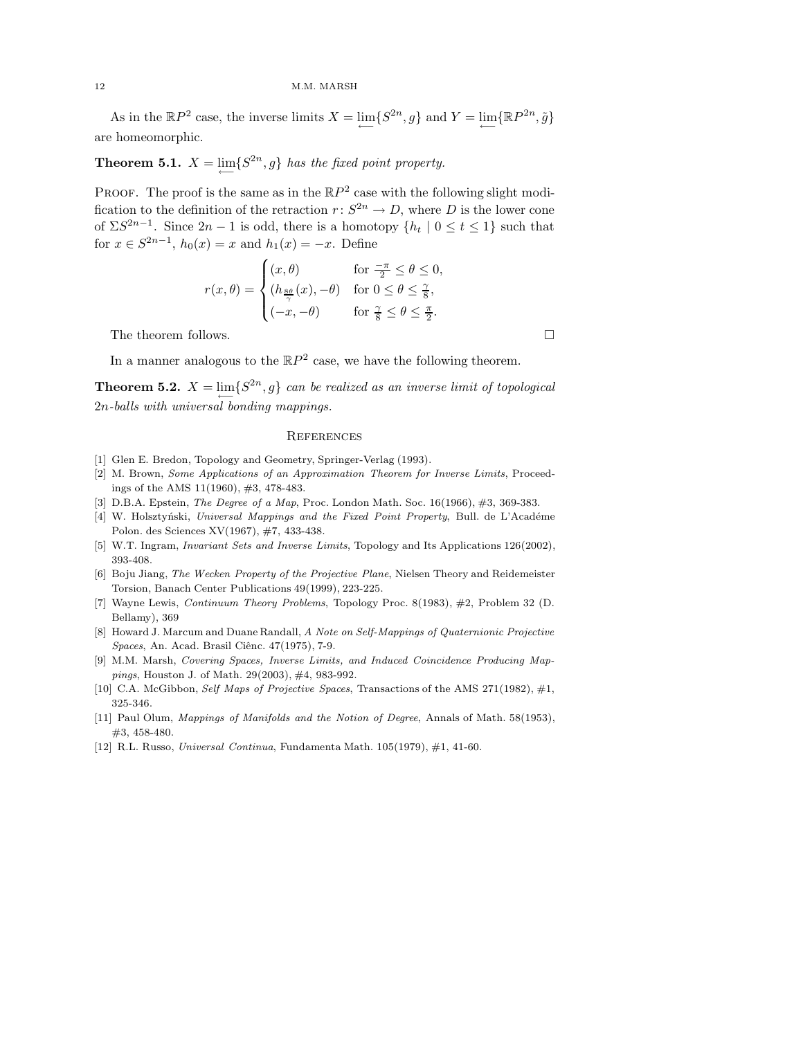As in the $\mathbb{R}P^2$ case, the inverse limits $X = \varprojlim\{S^{2n}, g\}$ and $Y = \varprojlim\{\mathbb{R}P^{2n}, \tilde{g}\}$ are homeomorphic.

**Theorem 5.1.** *$X = \varprojlim\{S^{2n}, g\}$ has the fixed point property.*

Proof. The proof is the same as in the $\mathbb{R}P^2$ case with the following slight modification to the definition of the retraction $r\colon S^{2n} \to D$, where $D$ is the lower cone of $\Sigma S^{2n-1}$. Since $2n-1$ is odd, there is a homotopy $\{h_t \mid 0 \le t \le 1\}$ such that for $x \in S^{2n-1}$, $h_0(x) = x$ and $h_1(x) = -x$. Define

$$r(x, \theta) = \begin{cases} (x, \theta) & \text{for } \frac{-\pi}{2} \le \theta \le 0, \\ (h_{\frac{8\theta}{\gamma}}(x), -\theta) & \text{for } 0 \le \theta \le \frac{\gamma}{8}, \\ (-x, -\theta) & \text{for } \frac{\gamma}{8} \le \theta \le \frac{\pi}{2}. \end{cases}$$

The theorem follows. □

In a manner analogous to the $\mathbb{R}P^2$ case, we have the following theorem.

**Theorem 5.2.** *$X = \varprojlim\{S^{2n}, g\}$ can be realized as an inverse limit of topological $2n$-balls with universal bonding mappings.*

## References

[1] Glen E. Bredon, Topology and Geometry, Springer-Verlag (1993).

[2] M. Brown, *Some Applications of an Approximation Theorem for Inverse Limits*, Proceedings of the AMS 11(1960), #3, 478-483.

[3] D.B.A. Epstein, *The Degree of a Map*, Proc. London Math. Soc. 16(1966), #3, 369-383.

[4] W. Holsztyński, *Universal Mappings and the Fixed Point Property*, Bull. de L'Académe Polon. des Sciences XV(1967), #7, 433-438.

[5] W.T. Ingram, *Invariant Sets and Inverse Limits*, Topology and Its Applications 126(2002), 393-408.

[6] Boju Jiang, *The Wecken Property of the Projective Plane*, Nielsen Theory and Reidemeister Torsion, Banach Center Publications 49(1999), 223-225.

[7] Wayne Lewis, *Continuum Theory Problems*, Topology Proc. 8(1983), #2, Problem 32 (D. Bellamy), 369

[8] Howard J. Marcum and Duane Randall, *A Note on Self-Mappings of Quaternionic Projective Spaces*, An. Acad. Brasil Ciênc. 47(1975), 7-9.

[9] M.M. Marsh, *Covering Spaces, Inverse Limits, and Induced Coincidence Producing Mappings*, Houston J. of Math. 29(2003), #4, 983-992.

[10] C.A. McGibbon, *Self Maps of Projective Spaces*, Transactions of the AMS 271(1982), #1, 325-346.

[11] Paul Olum, *Mappings of Manifolds and the Notion of Degree*, Annals of Math. 58(1953), #3, 458-480.

[12] R.L. Russo, *Universal Continua*, Fundamenta Math. 105(1979), #1, 41-60.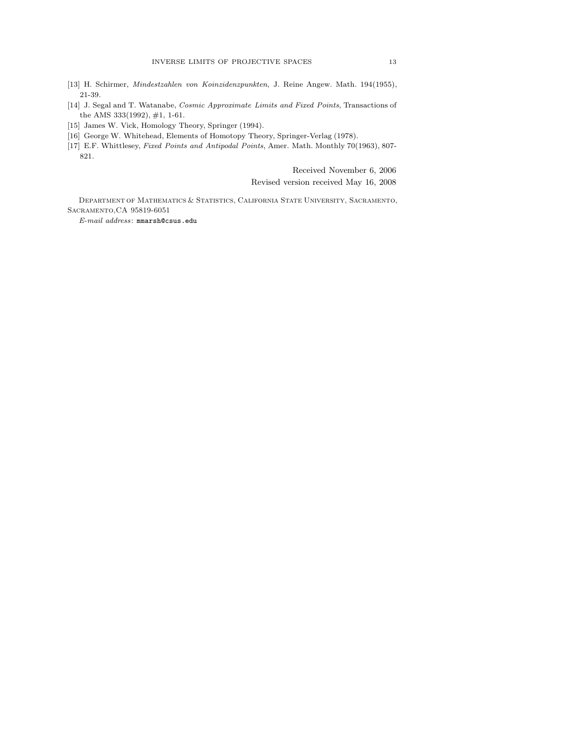[13] H. Schirmer, *Mindestzahlen von Koinzidenzpunkten*, J. Reine Angew. Math. 194(1955), 21-39.

[14] J. Segal and T. Watanabe, *Cosmic Approximate Limits and Fixed Points*, Transactions of the AMS 333(1992), #1, 1-61.

[15] James W. Vick, Homology Theory, Springer (1994).

[16] George W. Whitehead, Elements of Homotopy Theory, Springer-Verlag (1978).

[17] E.F. Whittlesey, *Fixed Points and Antipodal Points*, Amer. Math. Monthly 70(1963), 807-821.

Received November 6, 2006

Revised version received May 16, 2008

Department of Mathematics & Statistics, California State University, Sacramento, Sacramento,CA 95819-6051

*E-mail address*: mmarsh@csus.edu